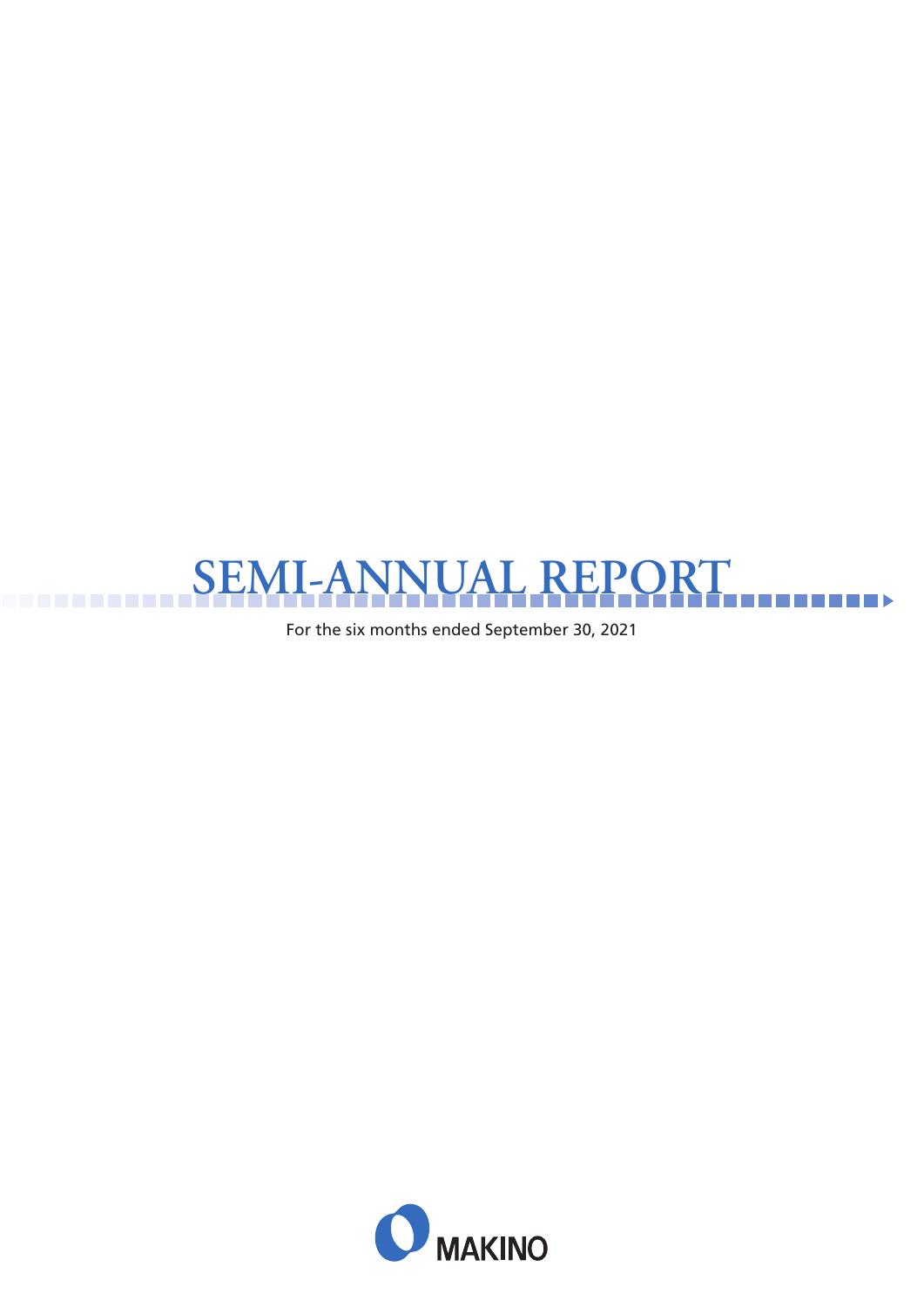# SEMI-ANNUAL REPORT

For the six months ended September 30, 2021

MAKINO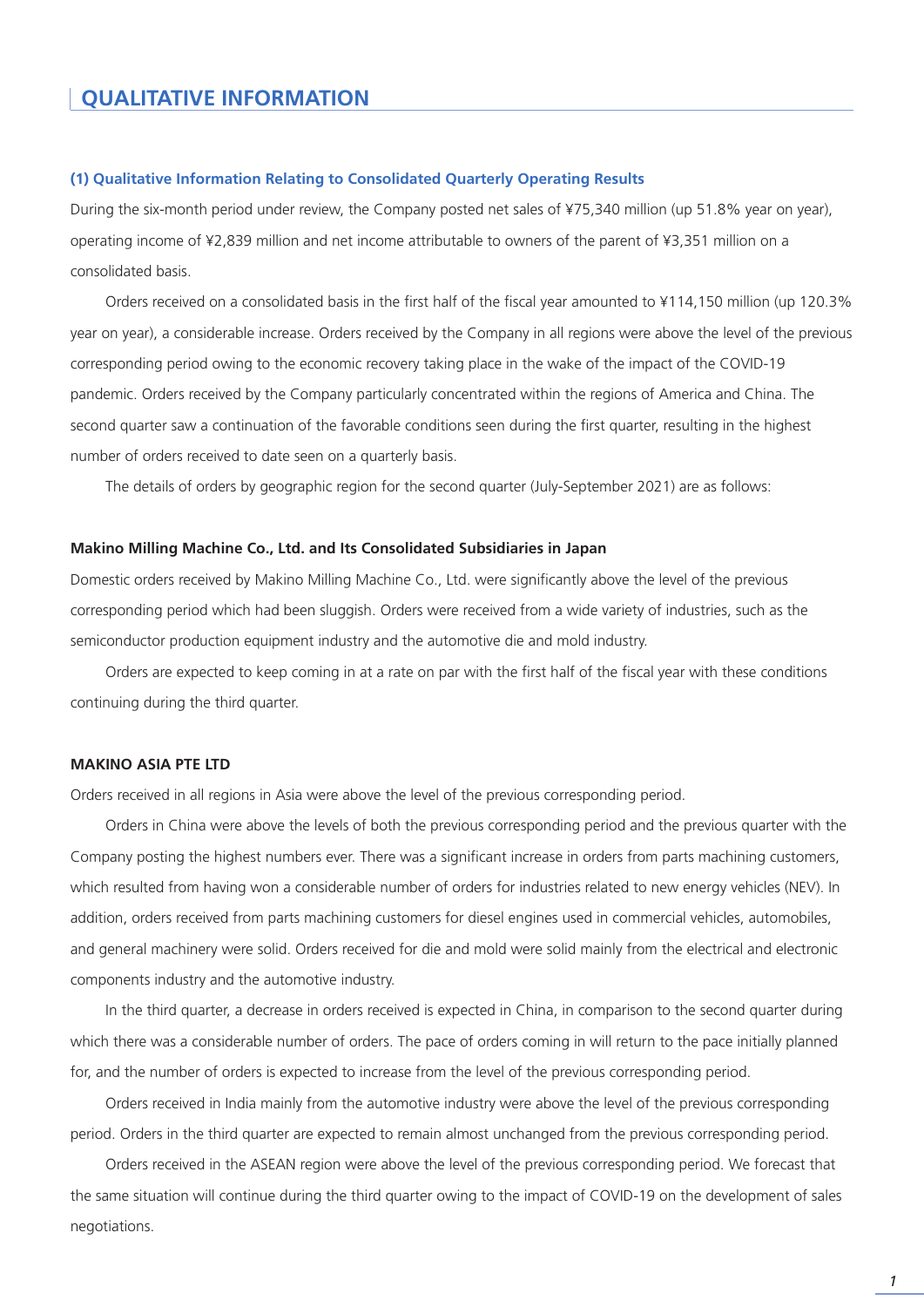## QUALITATIVE INFORMATION

### (1) Qualitative Information Relating to Consolidated Quarterly Operating Results

During the six-month period under review, the Company posted net sales of ¥75,340 million (up 51.8% year on year), operating income of ¥2,839 million and net income attributable to owners of the parent of ¥3,351 million on a consolidated basis.

Orders received on a consolidated basis in the first half of the fiscal year amounted to ¥114,150 million (up 120.3% year on year), a considerable increase. Orders received by the Company in all regions were above the level of the previous corresponding period owing to the economic recovery taking place in the wake of the impact of the COVID-19 pandemic. Orders received by the Company particularly concentrated within the regions of America and China. The second quarter saw a continuation of the favorable conditions seen during the first quarter, resulting in the highest number of orders received to date seen on a quarterly basis.

The details of orders by geographic region for the second quarter (July-September 2021) are as follows:

**Makino Milling Machine Co., Ltd. and Its Consolidated Subsidiaries in Japan**

Domestic orders received by Makino Milling Machine Co., Ltd. were significantly above the level of the previous corresponding period which had been sluggish. Orders were received from a wide variety of industries, such as the semiconductor production equipment industry and the automotive die and mold industry.

Orders are expected to keep coming in at a rate on par with the first half of the fiscal year with these conditions continuing during the third quarter.

**MAKINO ASIA PTE LTD**

Orders received in all regions in Asia were above the level of the previous corresponding period.

Orders in China were above the levels of both the previous corresponding period and the previous quarter with the Company posting the highest numbers ever. There was a significant increase in orders from parts machining customers, which resulted from having won a considerable number of orders for industries related to new energy vehicles (NEV). In addition, orders received from parts machining customers for diesel engines used in commercial vehicles, automobiles, and general machinery were solid. Orders received for die and mold were solid mainly from the electrical and electronic components industry and the automotive industry.

In the third quarter, a decrease in orders received is expected in China, in comparison to the second quarter during which there was a considerable number of orders. The pace of orders coming in will return to the pace initially planned for, and the number of orders is expected to increase from the level of the previous corresponding period.

Orders received in India mainly from the automotive industry were above the level of the previous corresponding period. Orders in the third quarter are expected to remain almost unchanged from the previous corresponding period.

Orders received in the ASEAN region were above the level of the previous corresponding period. We forecast that the same situation will continue during the third quarter owing to the impact of COVID-19 on the development of sales negotiations.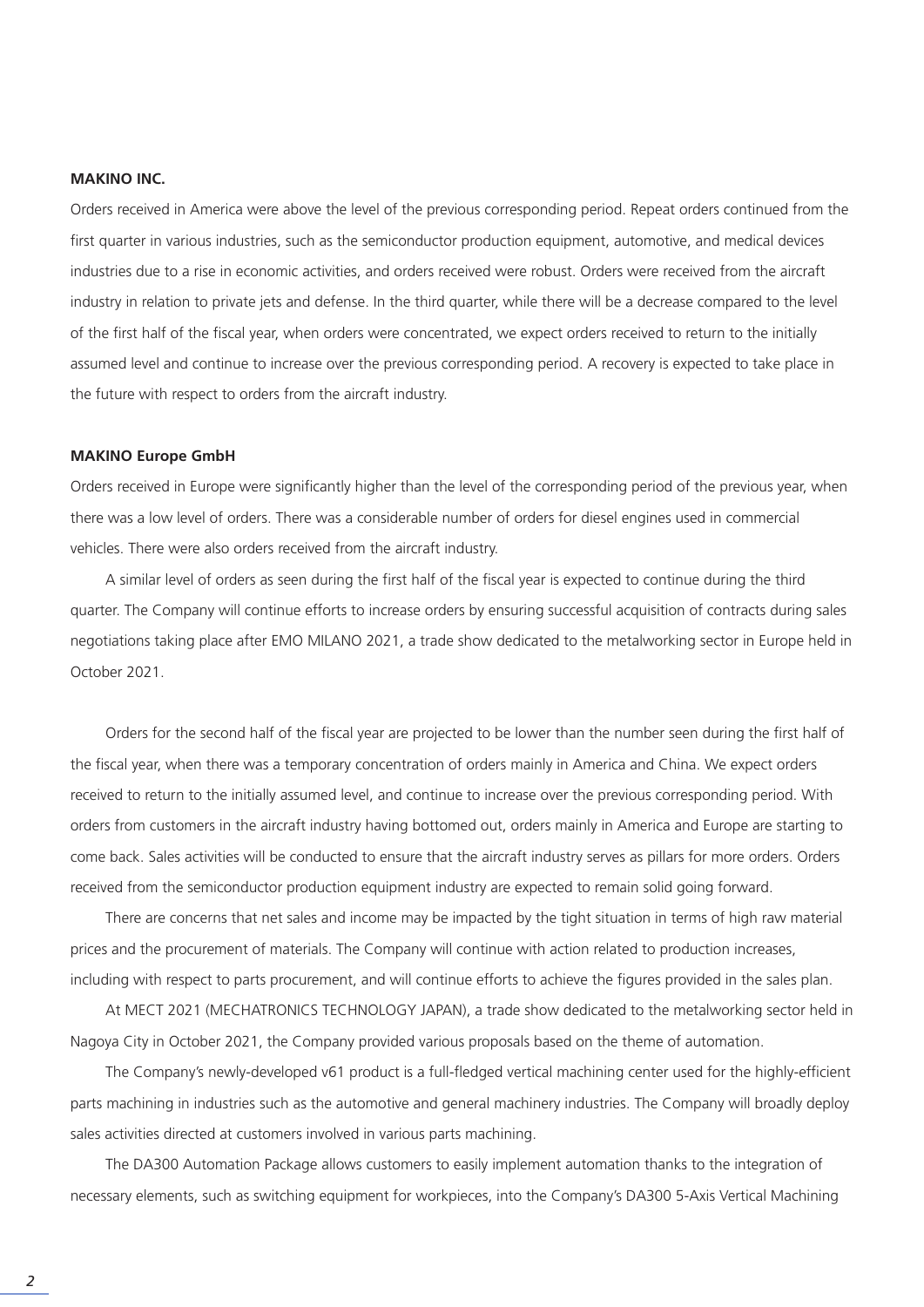**MAKINO INC.**

Orders received in America were above the level of the previous corresponding period. Repeat orders continued from the first quarter in various industries, such as the semiconductor production equipment, automotive, and medical devices industries due to a rise in economic activities, and orders received were robust. Orders were received from the aircraft industry in relation to private jets and defense. In the third quarter, while there will be a decrease compared to the level of the first half of the fiscal year, when orders were concentrated, we expect orders received to return to the initially assumed level and continue to increase over the previous corresponding period. A recovery is expected to take place in the future with respect to orders from the aircraft industry.

**MAKINO Europe GmbH**

Orders received in Europe were significantly higher than the level of the corresponding period of the previous year, when there was a low level of orders. There was a considerable number of orders for diesel engines used in commercial vehicles. There were also orders received from the aircraft industry.

A similar level of orders as seen during the first half of the fiscal year is expected to continue during the third quarter. The Company will continue efforts to increase orders by ensuring successful acquisition of contracts during sales negotiations taking place after EMO MILANO 2021, a trade show dedicated to the metalworking sector in Europe held in October 2021.

Orders for the second half of the fiscal year are projected to be lower than the number seen during the first half of the fiscal year, when there was a temporary concentration of orders mainly in America and China. We expect orders received to return to the initially assumed level, and continue to increase over the previous corresponding period. With orders from customers in the aircraft industry having bottomed out, orders mainly in America and Europe are starting to come back. Sales activities will be conducted to ensure that the aircraft industry serves as pillars for more orders. Orders received from the semiconductor production equipment industry are expected to remain solid going forward.

There are concerns that net sales and income may be impacted by the tight situation in terms of high raw material prices and the procurement of materials. The Company will continue with action related to production increases, including with respect to parts procurement, and will continue efforts to achieve the figures provided in the sales plan.

At MECT 2021 (MECHATRONICS TECHNOLOGY JAPAN), a trade show dedicated to the metalworking sector held in Nagoya City in October 2021, the Company provided various proposals based on the theme of automation.

The Company's newly-developed v61 product is a full-fledged vertical machining center used for the highly-efficient parts machining in industries such as the automotive and general machinery industries. The Company will broadly deploy sales activities directed at customers involved in various parts machining.

The DA300 Automation Package allows customers to easily implement automation thanks to the integration of necessary elements, such as switching equipment for workpieces, into the Company's DA300 5-Axis Vertical Machining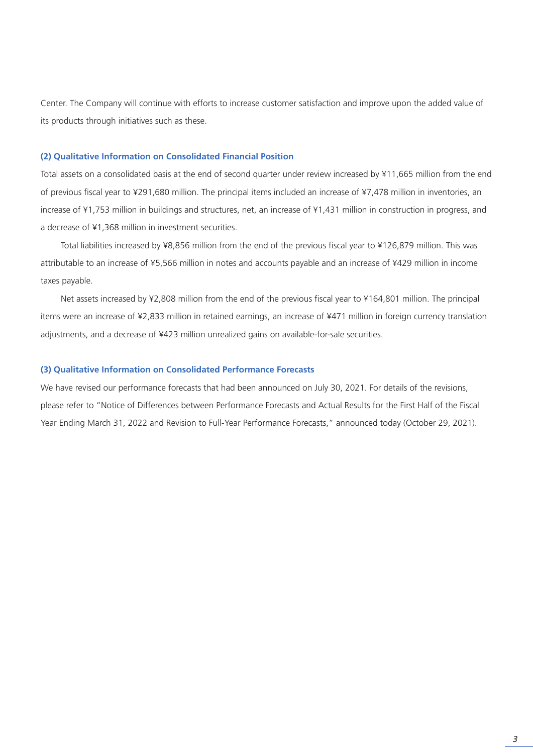Center. The Company will continue with efforts to increase customer satisfaction and improve upon the added value of its products through initiatives such as these.

### (2) Qualitative Information on Consolidated Financial Position

Total assets on a consolidated basis at the end of second quarter under review increased by ¥11,665 million from the end of previous fiscal year to ¥291,680 million. The principal items included an increase of ¥7,478 million in inventories, an increase of ¥1,753 million in buildings and structures, net, an increase of ¥1,431 million in construction in progress, and a decrease of ¥1,368 million in investment securities.

Total liabilities increased by ¥8,856 million from the end of the previous fiscal year to ¥126,879 million. This was attributable to an increase of ¥5,566 million in notes and accounts payable and an increase of ¥429 million in income taxes payable.

Net assets increased by ¥2,808 million from the end of the previous fiscal year to ¥164,801 million. The principal items were an increase of ¥2,833 million in retained earnings, an increase of ¥471 million in foreign currency translation adjustments, and a decrease of ¥423 million unrealized gains on available-for-sale securities.

### (3) Qualitative Information on Consolidated Performance Forecasts

We have revised our performance forecasts that had been announced on July 30, 2021. For details of the revisions, please refer to "Notice of Differences between Performance Forecasts and Actual Results for the First Half of the Fiscal Year Ending March 31, 2022 and Revision to Full-Year Performance Forecasts," announced today (October 29, 2021).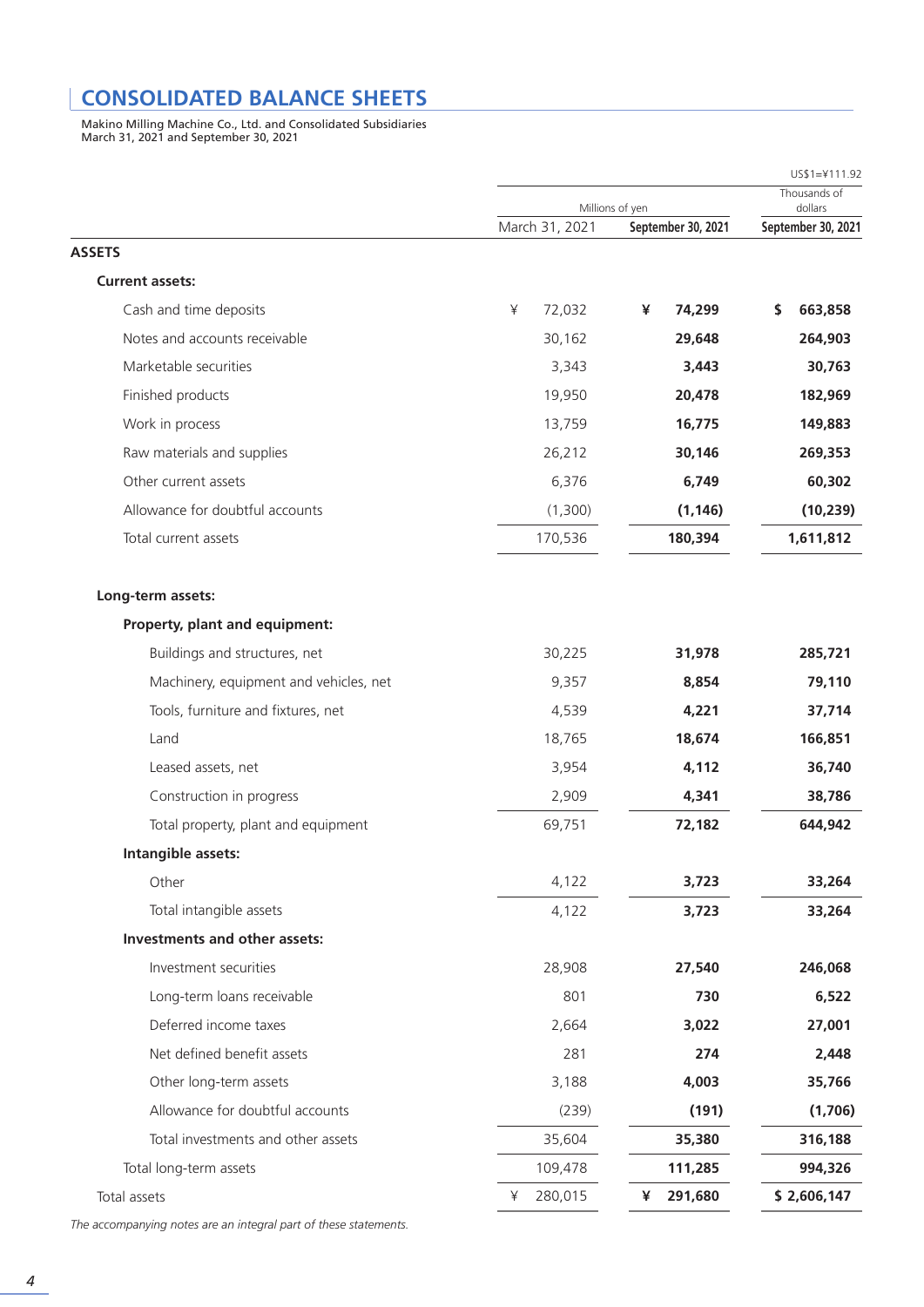# CONSOLIDATED BALANCE SHEETS

Makino Milling Machine Co., Ltd. and Consolidated Subsidiaries
March 31, 2021 and September 30, 2021

| | Millions of yen | | Thousands of dollars (US$1=¥111.92) |
|---|---|---|---|
| | March 31, 2021 | **September 30, 2021** | **September 30, 2021** |
| **ASSETS** | | | |
| **Current assets:** | | | |
| Cash and time deposits | ¥ 72,032 | **¥ 74,299** | **$ 663,858** |
| Notes and accounts receivable | 30,162 | **29,648** | **264,903** |
| Marketable securities | 3,343 | **3,443** | **30,763** |
| Finished products | 19,950 | **20,478** | **182,969** |
| Work in process | 13,759 | **16,775** | **149,883** |
| Raw materials and supplies | 26,212 | **30,146** | **269,353** |
| Other current assets | 6,376 | **6,749** | **60,302** |
| Allowance for doubtful accounts | (1,300) | **(1,146)** | **(10,239)** |
| Total current assets | 170,536 | **180,394** | **1,611,812** |
| **Long-term assets:** | | | |
| **Property, plant and equipment:** | | | |
| Buildings and structures, net | 30,225 | **31,978** | **285,721** |
| Machinery, equipment and vehicles, net | 9,357 | **8,854** | **79,110** |
| Tools, furniture and fixtures, net | 4,539 | **4,221** | **37,714** |
| Land | 18,765 | **18,674** | **166,851** |
| Leased assets, net | 3,954 | **4,112** | **36,740** |
| Construction in progress | 2,909 | **4,341** | **38,786** |
| Total property, plant and equipment | 69,751 | **72,182** | **644,942** |
| **Intangible assets:** | | | |
| Other | 4,122 | **3,723** | **33,264** |
| Total intangible assets | 4,122 | **3,723** | **33,264** |
| **Investments and other assets:** | | | |
| Investment securities | 28,908 | **27,540** | **246,068** |
| Long-term loans receivable | 801 | **730** | **6,522** |
| Deferred income taxes | 2,664 | **3,022** | **27,001** |
| Net defined benefit assets | 281 | **274** | **2,448** |
| Other long-term assets | 3,188 | **4,003** | **35,766** |
| Allowance for doubtful accounts | (239) | **(191)** | **(1,706)** |
| Total investments and other assets | 35,604 | **35,380** | **316,188** |
| Total long-term assets | 109,478 | **111,285** | **994,326** |
| Total assets | ¥ 280,015 | **¥ 291,680** | **$ 2,606,147** |

*The accompanying notes are an integral part of these statements.*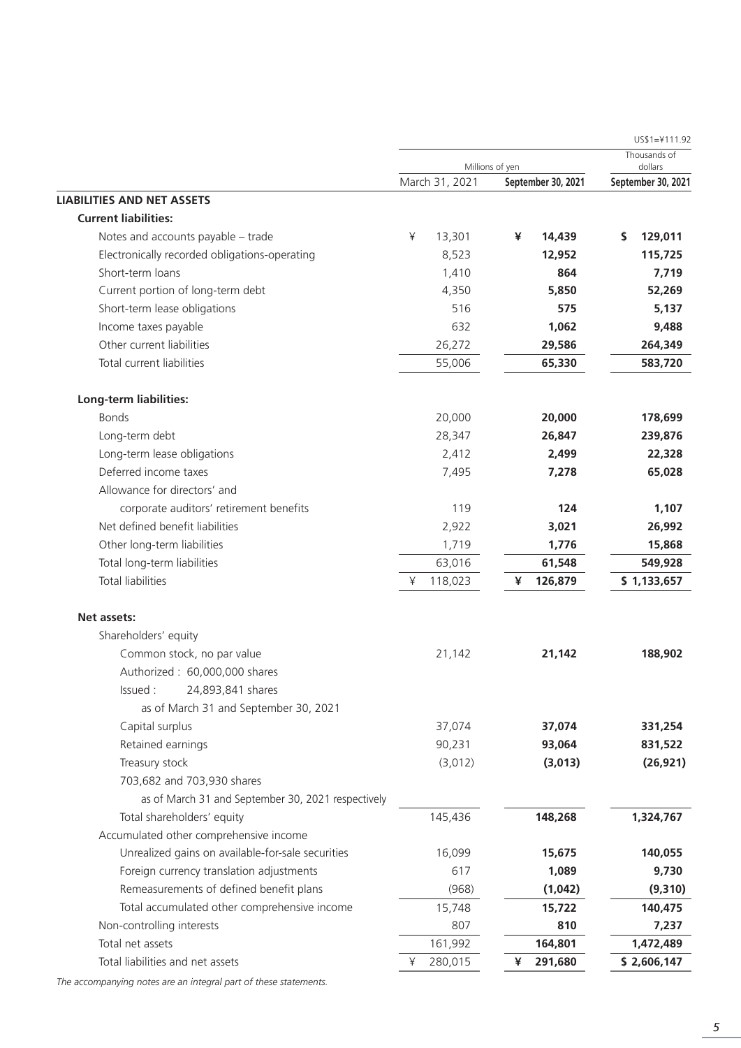| | Millions of yen | | Thousands of dollars |
|---|---|---|---|
| | | | US$1=¥111.92 |
| | March 31, 2021 | **September 30, 2021** | **September 30, 2021** |
| **LIABILITIES AND NET ASSETS** | | | |
| **Current liabilities:** | | | |
| Notes and accounts payable – trade | ¥ 13,301 | **¥ 14,439** | **$ 129,011** |
| Electronically recorded obligations-operating | 8,523 | **12,952** | **115,725** |
| Short-term loans | 1,410 | **864** | **7,719** |
| Current portion of long-term debt | 4,350 | **5,850** | **52,269** |
| Short-term lease obligations | 516 | **575** | **5,137** |
| Income taxes payable | 632 | **1,062** | **9,488** |
| Other current liabilities | 26,272 | **29,586** | **264,349** |
| Total current liabilities | 55,006 | **65,330** | **583,720** |
| **Long-term liabilities:** | | | |
| Bonds | 20,000 | **20,000** | **178,699** |
| Long-term debt | 28,347 | **26,847** | **239,876** |
| Long-term lease obligations | 2,412 | **2,499** | **22,328** |
| Deferred income taxes | 7,495 | **7,278** | **65,028** |
| Allowance for directors' and corporate auditors' retirement benefits | 119 | **124** | **1,107** |
| Net defined benefit liabilities | 2,922 | **3,021** | **26,992** |
| Other long-term liabilities | 1,719 | **1,776** | **15,868** |
| Total long-term liabilities | 63,016 | **61,548** | **549,928** |
| Total liabilities | ¥ 118,023 | **¥ 126,879** | **$ 1,133,657** |
| **Net assets:** | | | |
| Shareholders' equity | | | |
| Common stock, no par value<br>Authorized : 60,000,000 shares<br>Issued : 24,893,841 shares<br>as of March 31 and September 30, 2021 | 21,142 | **21,142** | **188,902** |
| Capital surplus | 37,074 | **37,074** | **331,254** |
| Retained earnings | 90,231 | **93,064** | **831,522** |
| Treasury stock<br>703,682 and 703,930 shares<br>as of March 31 and September 30, 2021 respectively | (3,012) | **(3,013)** | **(26,921)** |
| Total shareholders' equity | 145,436 | **148,268** | **1,324,767** |
| Accumulated other comprehensive income | | | |
| Unrealized gains on available-for-sale securities | 16,099 | **15,675** | **140,055** |
| Foreign currency translation adjustments | 617 | **1,089** | **9,730** |
| Remeasurements of defined benefit plans | (968) | **(1,042)** | **(9,310)** |
| Total accumulated other comprehensive income | 15,748 | **15,722** | **140,475** |
| Non-controlling interests | 807 | **810** | **7,237** |
| Total net assets | 161,992 | **164,801** | **1,472,489** |
| Total liabilities and net assets | ¥ 280,015 | **¥ 291,680** | **$ 2,606,147** |

*The accompanying notes are an integral part of these statements.*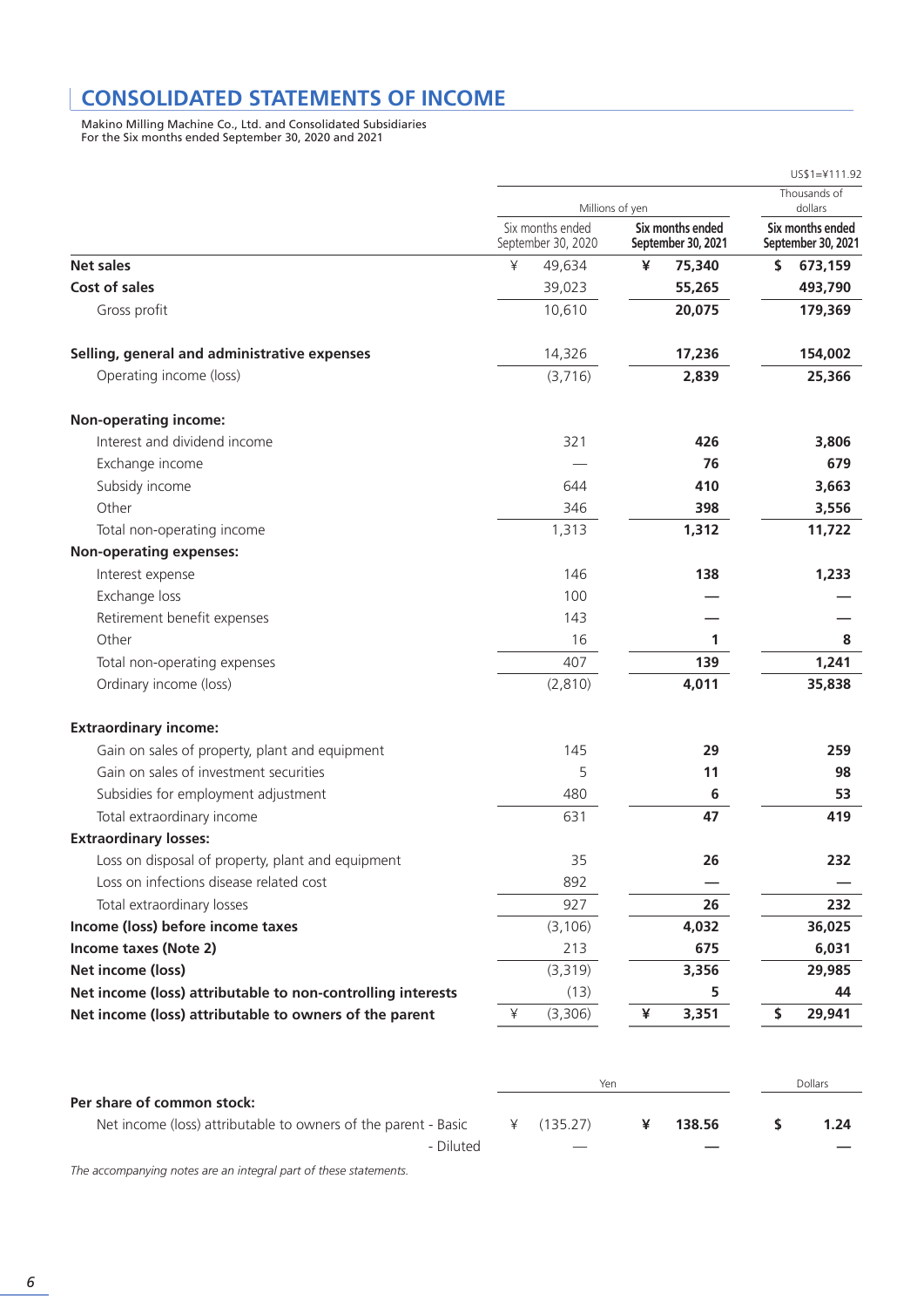# CONSOLIDATED STATEMENTS OF INCOME

Makino Milling Machine Co., Ltd. and Consolidated Subsidiaries
For the Six months ended September 30, 2020 and 2021

US$1=¥111.92

| | Millions of yen | | Thousands of dollars |
|---|---|---|---|
| | Six months ended September 30, 2020 | **Six months ended September 30, 2021** | **Six months ended September 30, 2021** |
| **Net sales** | ¥ 49,634 | **¥ 75,340** | **$ 673,159** |
| **Cost of sales** | 39,023 | **55,265** | **493,790** |
| Gross profit | 10,610 | **20,075** | **179,369** |
| | | | |
| **Selling, general and administrative expenses** | 14,326 | **17,236** | **154,002** |
| Operating income (loss) | (3,716) | **2,839** | **25,366** |
| | | | |
| **Non-operating income:** | | | |
| Interest and dividend income | 321 | **426** | **3,806** |
| Exchange income | — | **76** | **679** |
| Subsidy income | 644 | **410** | **3,663** |
| Other | 346 | **398** | **3,556** |
| Total non-operating income | 1,313 | **1,312** | **11,722** |
| **Non-operating expenses:** | | | |
| Interest expense | 146 | **138** | **1,233** |
| Exchange loss | 100 | **—** | **—** |
| Retirement benefit expenses | 143 | **—** | **—** |
| Other | 16 | **1** | **8** |
| Total non-operating expenses | 407 | **139** | **1,241** |
| Ordinary income (loss) | (2,810) | **4,011** | **35,838** |
| | | | |
| **Extraordinary income:** | | | |
| Gain on sales of property, plant and equipment | 145 | **29** | **259** |
| Gain on sales of investment securities | 5 | **11** | **98** |
| Subsidies for employment adjustment | 480 | **6** | **53** |
| Total extraordinary income | 631 | **47** | **419** |
| **Extraordinary losses:** | | | |
| Loss on disposal of property, plant and equipment | 35 | **26** | **232** |
| Loss on infections disease related cost | 892 | **—** | **—** |
| Total extraordinary losses | 927 | **26** | **232** |
| **Income (loss) before income taxes** | (3,106) | **4,032** | **36,025** |
| **Income taxes (Note 2)** | 213 | **675** | **6,031** |
| **Net income (loss)** | (3,319) | **3,356** | **29,985** |
| **Net income (loss) attributable to non-controlling interests** | (13) | **5** | **44** |
| **Net income (loss) attributable to owners of the parent** | ¥ (3,306) | **¥ 3,351** | **$ 29,941** |

| | Yen | | Dollars |
|---|---|---|---|
| **Per share of common stock:** | | | |
| Net income (loss) attributable to owners of the parent - Basic | ¥ (135.27) | **¥ 138.56** | **$ 1.24** |
| - Diluted | — | **—** | **—** |

*The accompanying notes are an integral part of these statements.*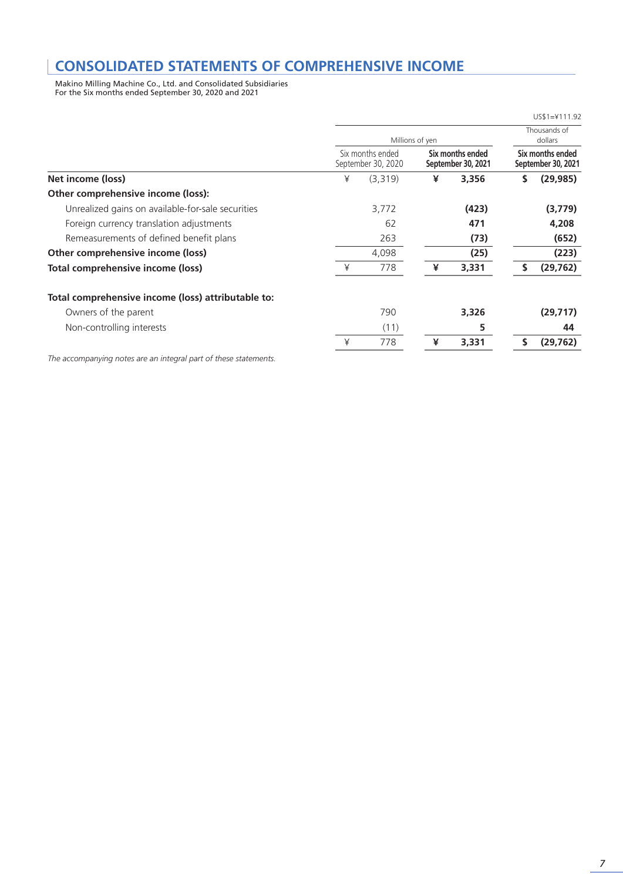# CONSOLIDATED STATEMENTS OF COMPREHENSIVE INCOME

Makino Milling Machine Co., Ltd. and Consolidated Subsidiaries
For the Six months ended September 30, 2020 and 2021

US$1=¥111.92

| | Millions of yen | | Thousands of dollars |
|---|---|---|---|
| | Six months ended September 30, 2020 | **Six months ended September 30, 2021** | **Six months ended September 30, 2021** |
| **Net income (loss)** | ¥ (3,319) | **¥ 3,356** | **$ (29,985)** |
| **Other comprehensive income (loss):** | | | |
| Unrealized gains on available-for-sale securities | 3,772 | **(423)** | **(3,779)** |
| Foreign currency translation adjustments | 62 | **471** | **4,208** |
| Remeasurements of defined benefit plans | 263 | **(73)** | **(652)** |
| **Other comprehensive income (loss)** | 4,098 | **(25)** | **(223)** |
| **Total comprehensive income (loss)** | ¥ 778 | **¥ 3,331** | **$ (29,762)** |
| | | | |
| **Total comprehensive income (loss) attributable to:** | | | |
| Owners of the parent | 790 | **3,326** | **(29,717)** |
| Non-controlling interests | (11) | **5** | **44** |
| | ¥ 778 | **¥ 3,331** | **$ (29,762)** |

*The accompanying notes are an integral part of these statements.*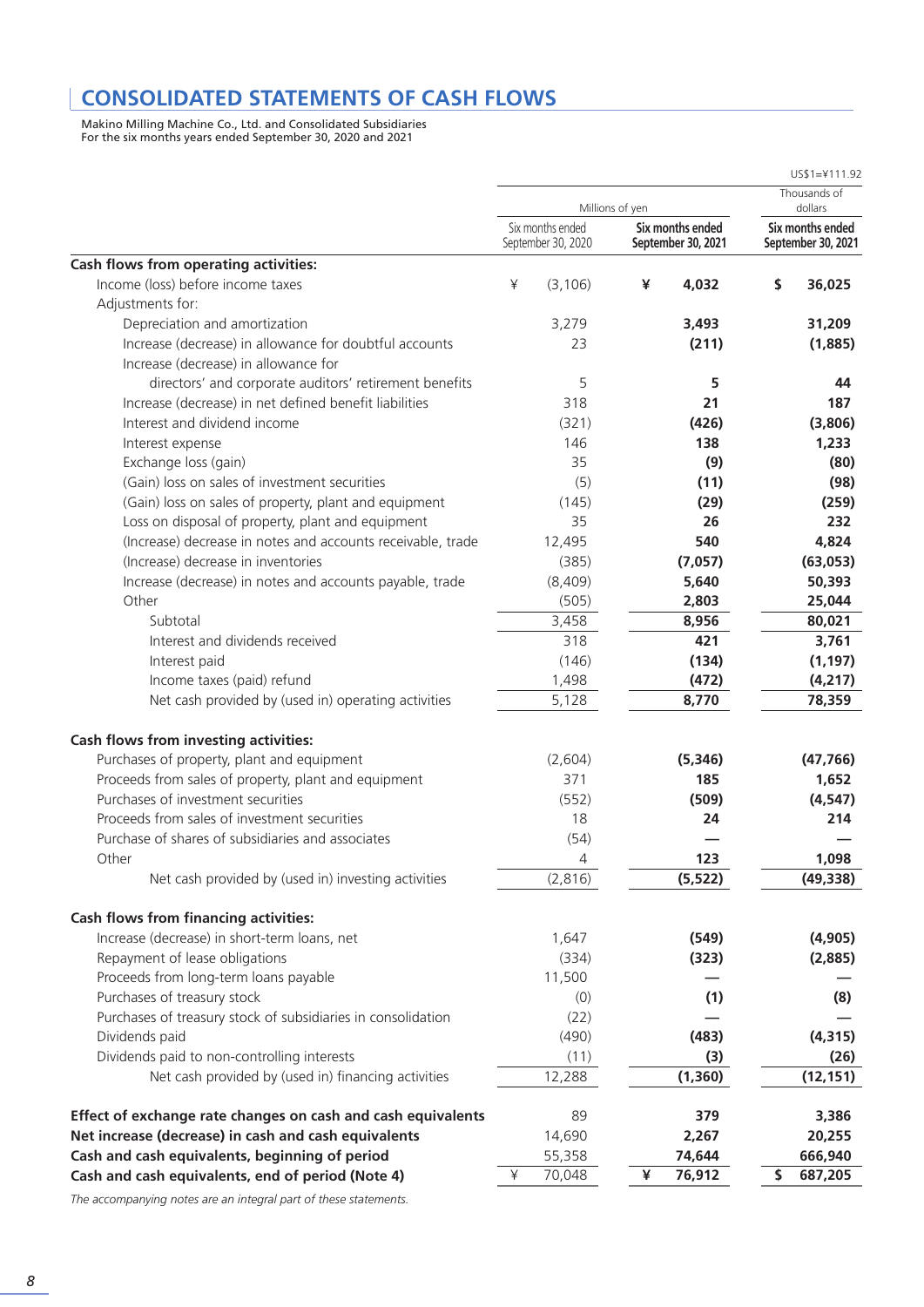# CONSOLIDATED STATEMENTS OF CASH FLOWS

Makino Milling Machine Co., Ltd. and Consolidated Subsidiaries
For the six months years ended September 30, 2020 and 2021

US$1=¥111.92

| | Millions of yen | | Thousands of dollars |
|---|---|---|---|
| | Six months ended September 30, 2020 | **Six months ended September 30, 2021** | **Six months ended September 30, 2021** |
| **Cash flows from operating activities:** | | | |
| Income (loss) before income taxes | ¥ (3,106) | **¥ 4,032** | **$ 36,025** |
| Adjustments for: | | | |
| Depreciation and amortization | 3,279 | **3,493** | **31,209** |
| Increase (decrease) in allowance for doubtful accounts | 23 | **(211)** | **(1,885)** |
| Increase (decrease) in allowance for directors' and corporate auditors' retirement benefits | 5 | **5** | **44** |
| Increase (decrease) in net defined benefit liabilities | 318 | **21** | **187** |
| Interest and dividend income | (321) | **(426)** | **(3,806)** |
| Interest expense | 146 | **138** | **1,233** |
| Exchange loss (gain) | 35 | **(9)** | **(80)** |
| (Gain) loss on sales of investment securities | (5) | **(11)** | **(98)** |
| (Gain) loss on sales of property, plant and equipment | (145) | **(29)** | **(259)** |
| Loss on disposal of property, plant and equipment | 35 | **26** | **232** |
| (Increase) decrease in notes and accounts receivable, trade | 12,495 | **540** | **4,824** |
| (Increase) decrease in inventories | (385) | **(7,057)** | **(63,053)** |
| Increase (decrease) in notes and accounts payable, trade | (8,409) | **5,640** | **50,393** |
| Other | (505) | **2,803** | **25,044** |
| Subtotal | 3,458 | **8,956** | **80,021** |
| Interest and dividends received | 318 | **421** | **3,761** |
| Interest paid | (146) | **(134)** | **(1,197)** |
| Income taxes (paid) refund | 1,498 | **(472)** | **(4,217)** |
| Net cash provided by (used in) operating activities | 5,128 | **8,770** | **78,359** |
| **Cash flows from investing activities:** | | | |
| Purchases of property, plant and equipment | (2,604) | **(5,346)** | **(47,766)** |
| Proceeds from sales of property, plant and equipment | 371 | **185** | **1,652** |
| Purchases of investment securities | (552) | **(509)** | **(4,547)** |
| Proceeds from sales of investment securities | 18 | **24** | **214** |
| Purchase of shares of subsidiaries and associates | (54) | **—** | **—** |
| Other | 4 | **123** | **1,098** |
| Net cash provided by (used in) investing activities | (2,816) | **(5,522)** | **(49,338)** |
| **Cash flows from financing activities:** | | | |
| Increase (decrease) in short-term loans, net | 1,647 | **(549)** | **(4,905)** |
| Repayment of lease obligations | (334) | **(323)** | **(2,885)** |
| Proceeds from long-term loans payable | 11,500 | **—** | **—** |
| Purchases of treasury stock | (0) | **(1)** | **(8)** |
| Purchases of treasury stock of subsidiaries in consolidation | (22) | **—** | **—** |
| Dividends paid | (490) | **(483)** | **(4,315)** |
| Dividends paid to non-controlling interests | (11) | **(3)** | **(26)** |
| Net cash provided by (used in) financing activities | 12,288 | **(1,360)** | **(12,151)** |
| **Effect of exchange rate changes on cash and cash equivalents** | 89 | **379** | **3,386** |
| **Net increase (decrease) in cash and cash equivalents** | 14,690 | **2,267** | **20,255** |
| **Cash and cash equivalents, beginning of period** | 55,358 | **74,644** | **666,940** |
| **Cash and cash equivalents, end of period (Note 4)** | ¥ 70,048 | **¥ 76,912** | **$ 687,205** |

*The accompanying notes are an integral part of these statements.*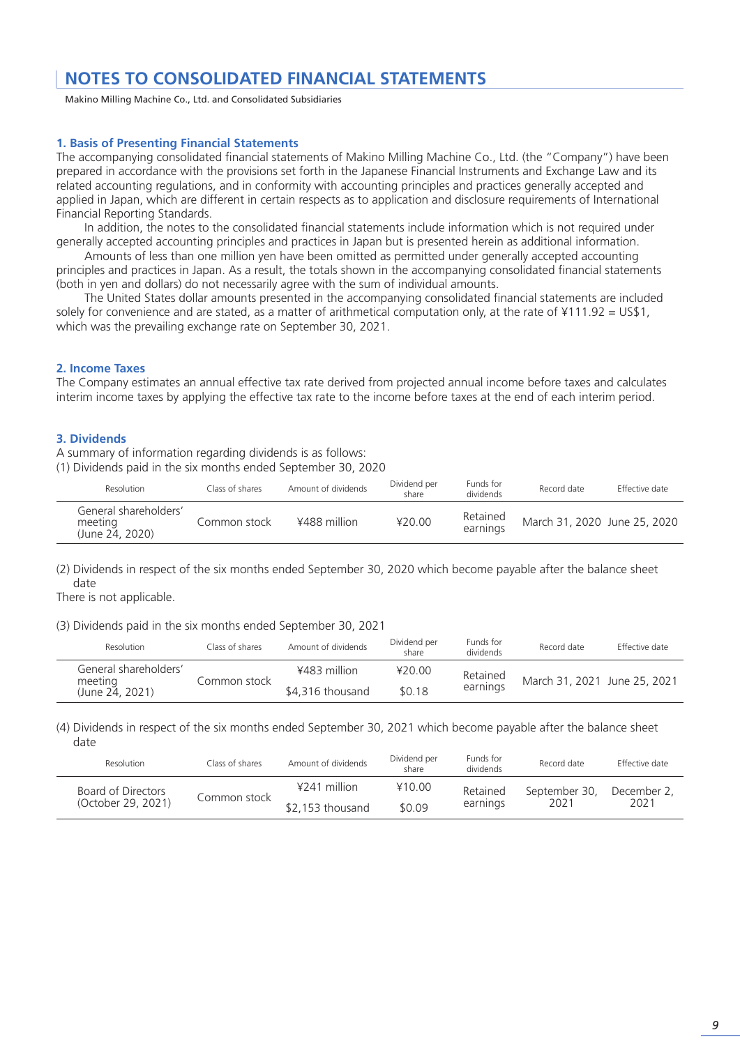# NOTES TO CONSOLIDATED FINANCIAL STATEMENTS

Makino Milling Machine Co., Ltd. and Consolidated Subsidiaries

### 1. Basis of Presenting Financial Statements

The accompanying consolidated financial statements of Makino Milling Machine Co., Ltd. (the "Company") have been prepared in accordance with the provisions set forth in the Japanese Financial Instruments and Exchange Law and its related accounting regulations, and in conformity with accounting principles and practices generally accepted and applied in Japan, which are different in certain respects as to application and disclosure requirements of International Financial Reporting Standards.

In addition, the notes to the consolidated financial statements include information which is not required under generally accepted accounting principles and practices in Japan but is presented herein as additional information.

Amounts of less than one million yen have been omitted as permitted under generally accepted accounting principles and practices in Japan. As a result, the totals shown in the accompanying consolidated financial statements (both in yen and dollars) do not necessarily agree with the sum of individual amounts.

The United States dollar amounts presented in the accompanying consolidated financial statements are included solely for convenience and are stated, as a matter of arithmetical computation only, at the rate of ¥111.92 = US$1, which was the prevailing exchange rate on September 30, 2021.

### 2. Income Taxes

The Company estimates an annual effective tax rate derived from projected annual income before taxes and calculates interim income taxes by applying the effective tax rate to the income before taxes at the end of each interim period.

### 3. Dividends

A summary of information regarding dividends is as follows:

(1) Dividends paid in the six months ended September 30, 2020

| Resolution | Class of shares | Amount of dividends | Dividend per share | Funds for dividends | Record date | Effective date |
|---|---|---|---|---|---|---|
| General shareholders' meeting (June 24, 2020) | Common stock | ¥488 million | ¥20.00 | Retained earnings | March 31, 2020 | June 25, 2020 |

(2) Dividends in respect of the six months ended September 30, 2020 which become payable after the balance sheet date

There is not applicable.

(3) Dividends paid in the six months ended September 30, 2021

| Resolution | Class of shares | Amount of dividends | Dividend per share | Funds for dividends | Record date | Effective date |
|---|---|---|---|---|---|---|
| General shareholders' meeting (June 24, 2021) | Common stock | ¥483 million | ¥20.00 | Retained earnings | March 31, 2021 | June 25, 2021 |
| | | $4,316 thousand | $0.18 | | | |

(4) Dividends in respect of the six months ended September 30, 2021 which become payable after the balance sheet date

| Resolution | Class of shares | Amount of dividends | Dividend per share | Funds for dividends | Record date | Effective date |
|---|---|---|---|---|---|---|
| Board of Directors (October 29, 2021) | Common stock | ¥241 million | ¥10.00 | Retained earnings | September 30, 2021 | December 2, 2021 |
| | | $2,153 thousand | $0.09 | | | |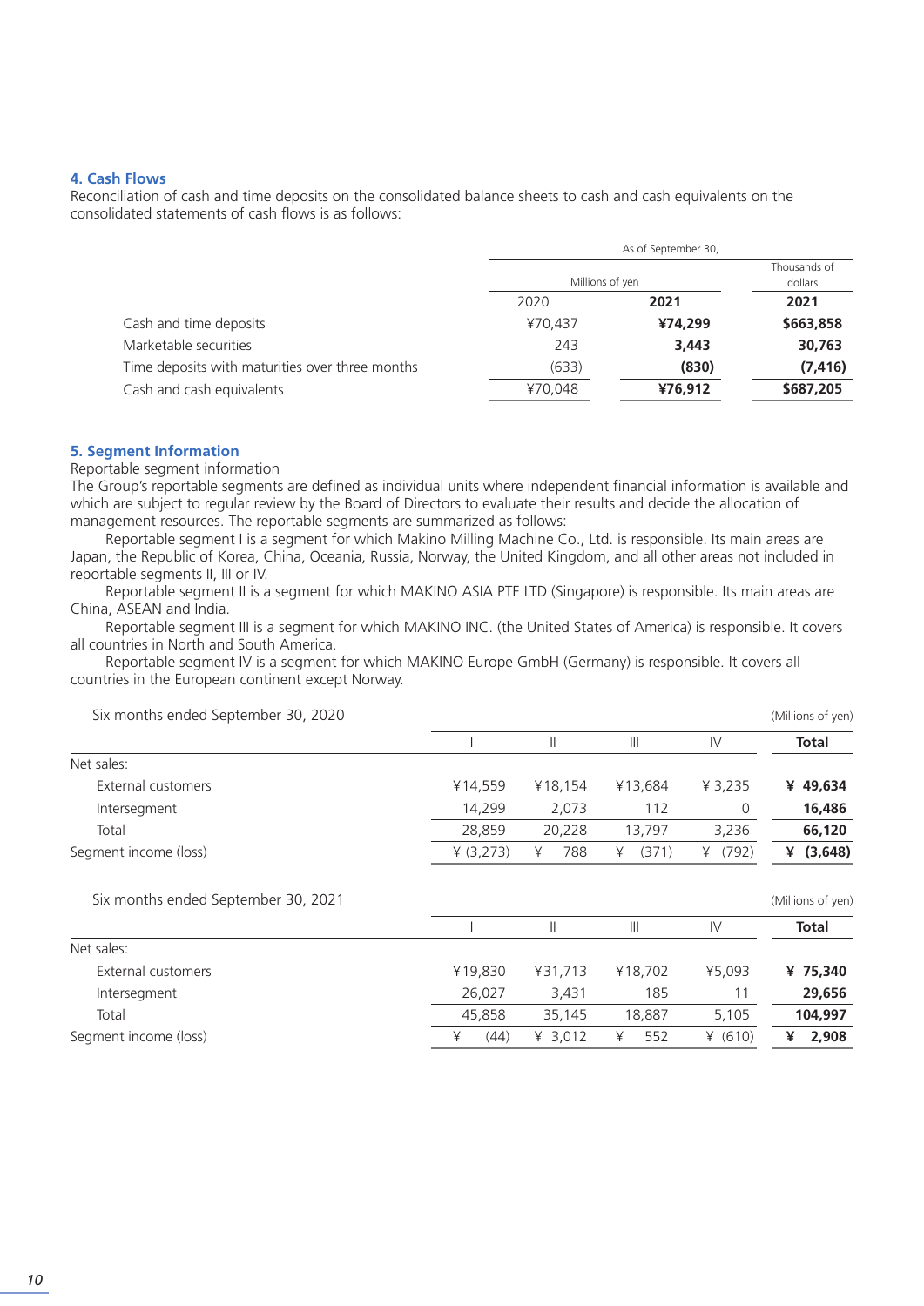## 4. Cash Flows

Reconciliation of cash and time deposits on the consolidated balance sheets to cash and cash equivalents on the consolidated statements of cash flows is as follows:

| | As of September 30, | | |
|---|---|---|---|
| | Millions of yen | | Thousands of dollars |
| | 2020 | **2021** | **2021** |
| Cash and time deposits | ¥70,437 | **¥74,299** | **$663,858** |
| Marketable securities | 243 | **3,443** | **30,763** |
| Time deposits with maturities over three months | (633) | **(830)** | **(7,416)** |
| Cash and cash equivalents | ¥70,048 | **¥76,912** | **$687,205** |

## 5. Segment Information

Reportable segment information

The Group's reportable segments are defined as individual units where independent financial information is available and which are subject to regular review by the Board of Directors to evaluate their results and decide the allocation of management resources. The reportable segments are summarized as follows:

Reportable segment I is a segment for which Makino Milling Machine Co., Ltd. is responsible. Its main areas are Japan, the Republic of Korea, China, Oceania, Russia, Norway, the United Kingdom, and all other areas not included in reportable segments II, III or IV.

Reportable segment II is a segment for which MAKINO ASIA PTE LTD (Singapore) is responsible. Its main areas are China, ASEAN and India.

Reportable segment III is a segment for which MAKINO INC. (the United States of America) is responsible. It covers all countries in North and South America.

Reportable segment IV is a segment for which MAKINO Europe GmbH (Germany) is responsible. It covers all countries in the European continent except Norway.

Six months ended September 30, 2020 (Millions of yen)

| | I | II | III | IV | **Total** |
|---|---|---|---|---|---|
| Net sales: | | | | | |
| External customers | ¥14,559 | ¥18,154 | ¥13,684 | ¥ 3,235 | **¥ 49,634** |
| Intersegment | 14,299 | 2,073 | 112 | 0 | **16,486** |
| Total | 28,859 | 20,228 | 13,797 | 3,236 | **66,120** |
| Segment income (loss) | ¥ (3,273) | ¥ 788 | ¥ (371) | ¥ (792) | **¥ (3,648)** |

Six months ended September 30, 2021 (Millions of yen)

| | I | II | III | IV | **Total** |
|---|---|---|---|---|---|
| Net sales: | | | | | |
| External customers | ¥19,830 | ¥31,713 | ¥18,702 | ¥5,093 | **¥ 75,340** |
| Intersegment | 26,027 | 3,431 | 185 | 11 | **29,656** |
| Total | 45,858 | 35,145 | 18,887 | 5,105 | **104,997** |
| Segment income (loss) | ¥ (44) | ¥ 3,012 | ¥ 552 | ¥ (610) | **¥ 2,908** |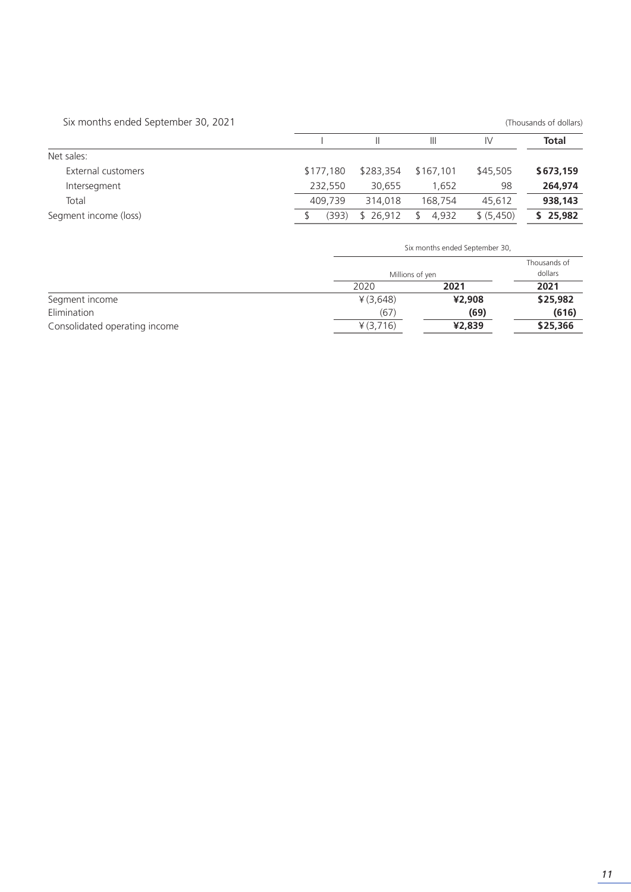Six months ended September 30, 2021

(Thousands of dollars)

| | I | II | III | IV | **Total** |
|---|---|---|---|---|---|
| Net sales: | | | | | |
| External customers | $177,180 | $283,354 | $167,101 | $45,505 | **$673,159** |
| Intersegment | 232,550 | 30,655 | 1,652 | 98 | **264,974** |
| Total | 409,739 | 314,018 | 168,754 | 45,612 | **938,143** |
| Segment income (loss) | $ (393) | $ 26,912 | $ 4,932 | $ (5,450) | **$ 25,982** |

| | Six months ended September 30, | | |
|---|---|---|---|
| | Millions of yen | | Thousands of dollars |
| | 2020 | **2021** | **2021** |
| Segment income | ¥ (3,648) | **¥2,908** | **$25,982** |
| Elimination | (67) | **(69)** | **(616)** |
| Consolidated operating income | ¥ (3,716) | **¥2,839** | **$25,366** |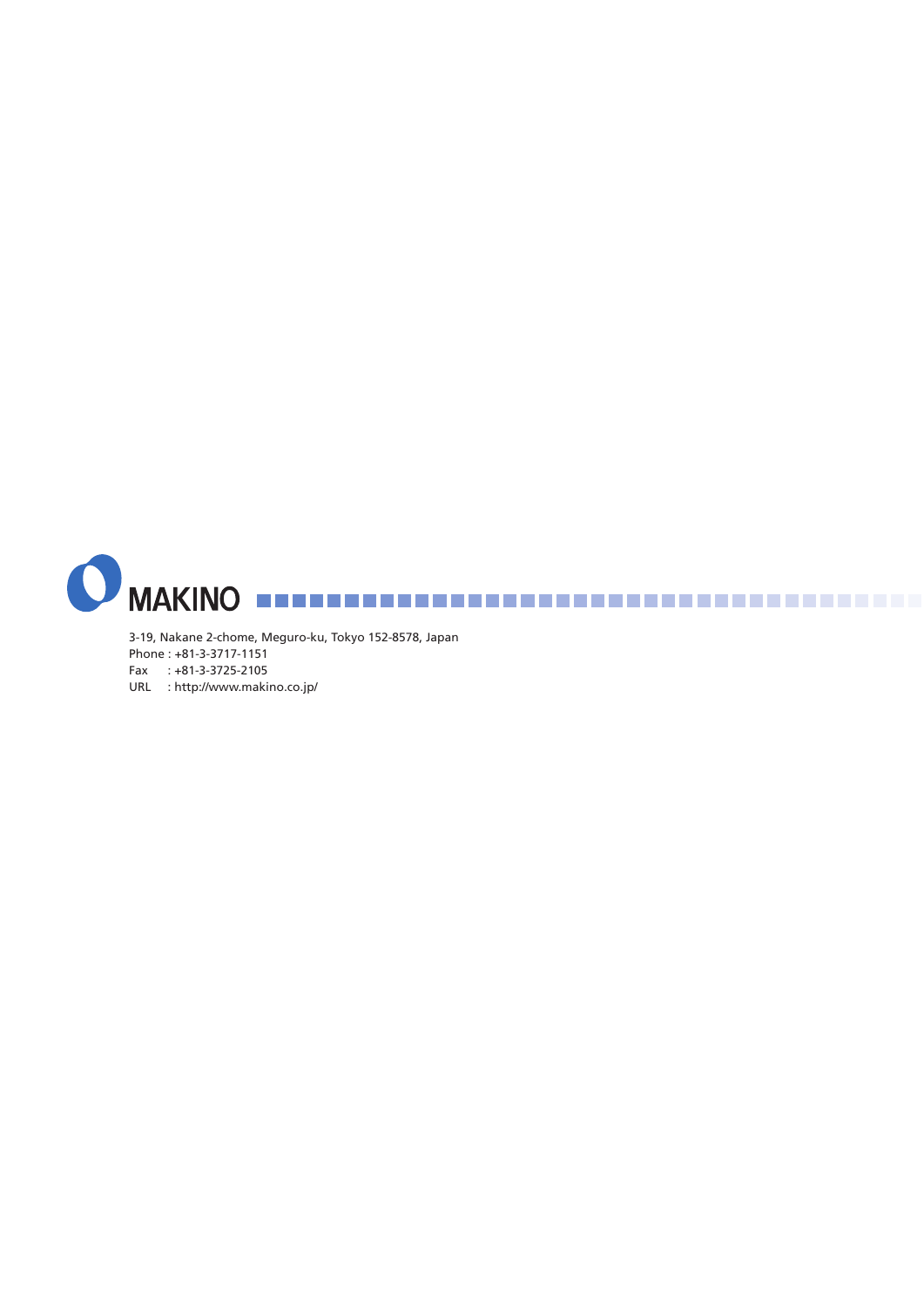MAKINO

3-19, Nakane 2-chome, Meguro-ku, Tokyo 152-8578, Japan
Phone : +81-3-3717-1151
Fax : +81-3-3725-2105
URL : http://www.makino.co.jp/